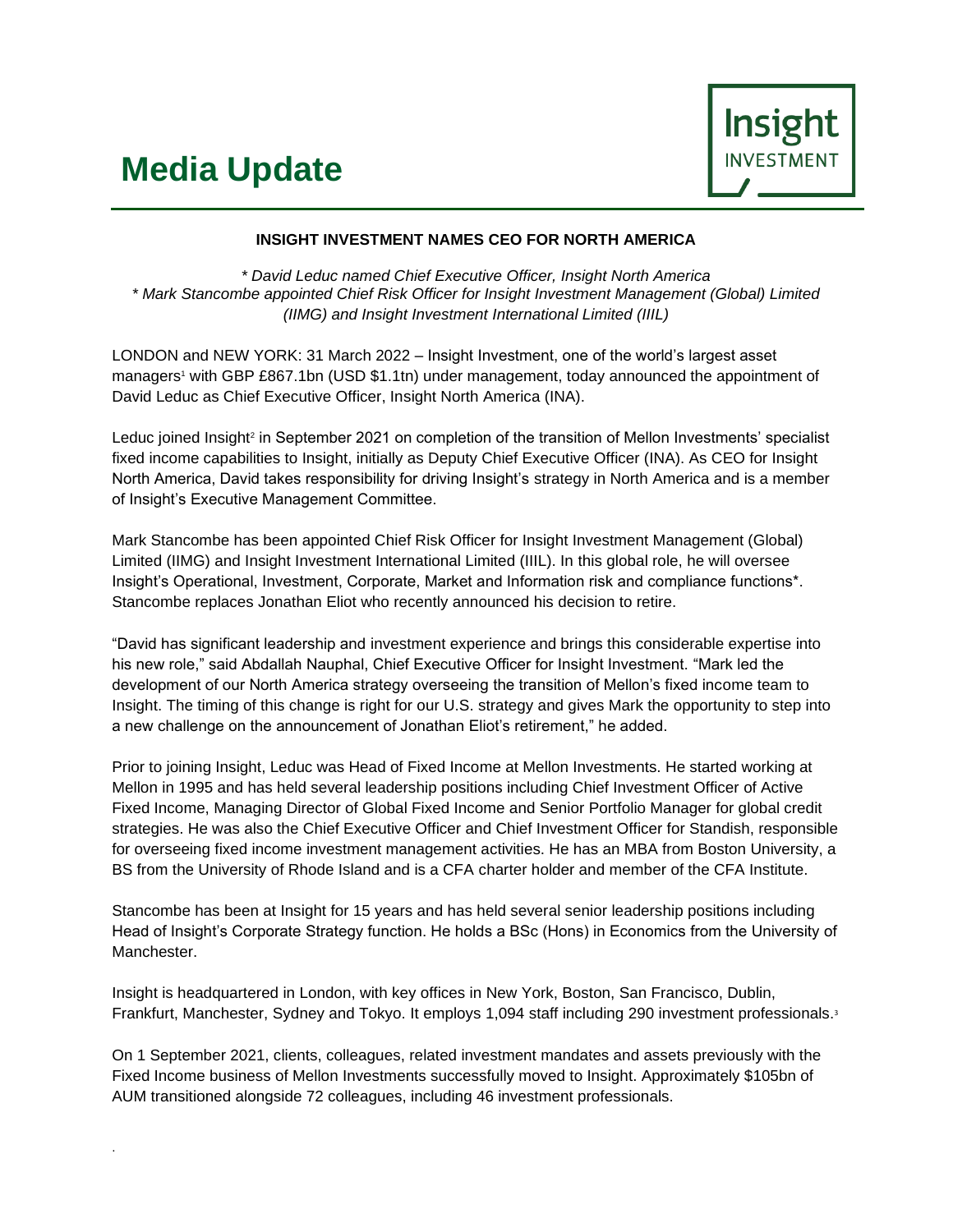# Media Update

**INSIGHT INVESTMENT NAMES CEO FOR NORTH AMERICA**

*\* David Leduc named Chief Executive Officer, Insight North America*
*\* Mark Stancombe appointed Chief Risk Officer for Insight Investment Management (Global) Limited (IIMG) and Insight Investment International Limited (IIIL)*

LONDON and NEW YORK: 31 March 2022 – Insight Investment, one of the world's largest asset managers[1] with GBP £867.1bn (USD $1.1tn) under management, today announced the appointment of David Leduc as Chief Executive Officer, Insight North America (INA).

Leduc joined Insight[2] in September 2021 on completion of the transition of Mellon Investments' specialist fixed income capabilities to Insight, initially as Deputy Chief Executive Officer (INA). As CEO for Insight North America, David takes responsibility for driving Insight's strategy in North America and is a member of Insight's Executive Management Committee.

Mark Stancombe has been appointed Chief Risk Officer for Insight Investment Management (Global) Limited (IIMG) and Insight Investment International Limited (IIIL). In this global role, he will oversee Insight's Operational, Investment, Corporate, Market and Information risk and compliance functions*. Stancombe replaces Jonathan Eliot who recently announced his decision to retire.

"David has significant leadership and investment experience and brings this considerable expertise into his new role," said Abdallah Nauphal, Chief Executive Officer for Insight Investment. "Mark led the development of our North America strategy overseeing the transition of Mellon's fixed income team to Insight. The timing of this change is right for our U.S. strategy and gives Mark the opportunity to step into a new challenge on the announcement of Jonathan Eliot's retirement," he added.

Prior to joining Insight, Leduc was Head of Fixed Income at Mellon Investments. He started working at Mellon in 1995 and has held several leadership positions including Chief Investment Officer of Active Fixed Income, Managing Director of Global Fixed Income and Senior Portfolio Manager for global credit strategies. He was also the Chief Executive Officer and Chief Investment Officer for Standish, responsible for overseeing fixed income investment management activities. He has an MBA from Boston University, a BS from the University of Rhode Island and is a CFA charter holder and member of the CFA Institute.

Stancombe has been at Insight for 15 years and has held several senior leadership positions including Head of Insight's Corporate Strategy function. He holds a BSc (Hons) in Economics from the University of Manchester.

Insight is headquartered in London, with key offices in New York, Boston, San Francisco, Dublin, Frankfurt, Manchester, Sydney and Tokyo. It employs 1,094 staff including 290 investment professionals.[3]

On 1 September 2021, clients, colleagues, related investment mandates and assets previously with the Fixed Income business of Mellon Investments successfully moved to Insight. Approximately $105bn of AUM transitioned alongside 72 colleagues, including 46 investment professionals.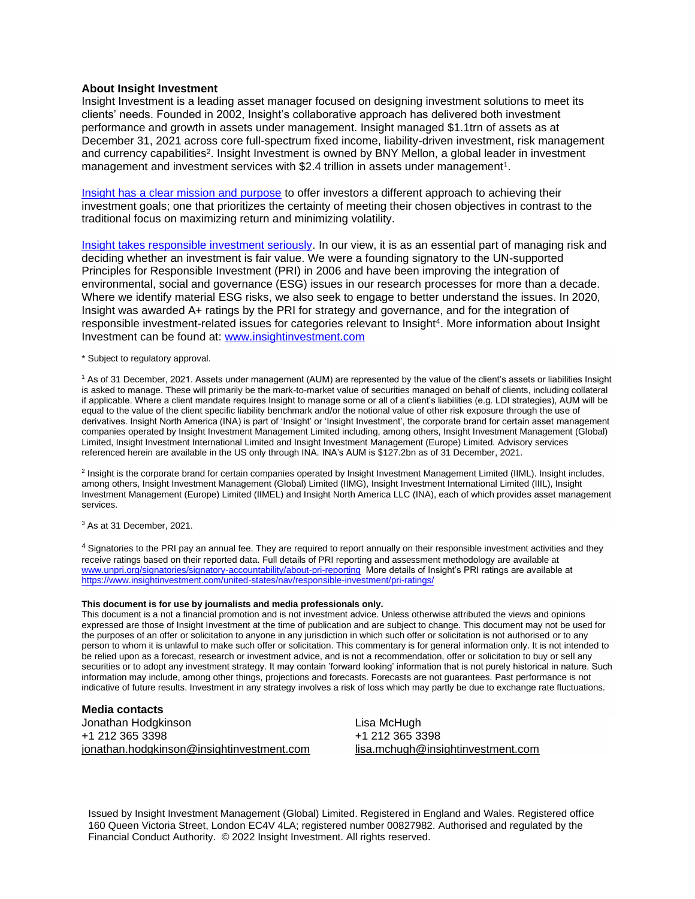**About Insight Investment**

Insight Investment is a leading asset manager focused on designing investment solutions to meet its clients' needs. Founded in 2002, Insight's collaborative approach has delivered both investment performance and growth in assets under management. Insight managed $1.1trn of assets as at December 31, 2021 across core full-spectrum fixed income, liability-driven investment, risk management and currency capabilities[2]. Insight Investment is owned by BNY Mellon, a global leader in investment management and investment services with $2.4 trillion in assets under management[1].

Insight has a clear mission and purpose to offer investors a different approach to achieving their investment goals; one that prioritizes the certainty of meeting their chosen objectives in contrast to the traditional focus on maximizing return and minimizing volatility.

Insight takes responsible investment seriously. In our view, it is as an essential part of managing risk and deciding whether an investment is fair value. We were a founding signatory to the UN-supported Principles for Responsible Investment (PRI) in 2006 and have been improving the integration of environmental, social and governance (ESG) issues in our research processes for more than a decade. Where we identify material ESG risks, we also seek to engage to better understand the issues. In 2020, Insight was awarded A+ ratings by the PRI for strategy and governance, and for the integration of responsible investment-related issues for categories relevant to Insight[4]. More information about Insight Investment can be found at: www.insightinvestment.com

* Subject to regulatory approval.

[1] As of 31 December, 2021. Assets under management (AUM) are represented by the value of the client's assets or liabilities Insight is asked to manage. These will primarily be the mark-to-market value of securities managed on behalf of clients, including collateral if applicable. Where a client mandate requires Insight to manage some or all of a client's liabilities (e.g. LDI strategies), AUM will be equal to the value of the client specific liability benchmark and/or the notional value of other risk exposure through the use of derivatives. Insight North America (INA) is part of 'Insight' or 'Insight Investment', the corporate brand for certain asset management companies operated by Insight Investment Management Limited including, among others, Insight Investment Management (Global) Limited, Insight Investment International Limited and Insight Investment Management (Europe) Limited. Advisory services referenced herein are available in the US only through INA. INA's AUM is $127.2bn as of 31 December, 2021.

[2] Insight is the corporate brand for certain companies operated by Insight Investment Management Limited (IIML). Insight includes, among others, Insight Investment Management (Global) Limited (IIMG), Insight Investment International Limited (IIIL), Insight Investment Management (Europe) Limited (IIMEL) and Insight North America LLC (INA), each of which provides asset management services.

[3] As at 31 December, 2021.

[4] Signatories to the PRI pay an annual fee. They are required to report annually on their responsible investment activities and they receive ratings based on their reported data. Full details of PRI reporting and assessment methodology are available at www.unpri.org/signatories/signatory-accountability/about-pri-reporting More details of Insight's PRI ratings are available at https://www.insightinvestment.com/united-states/nav/responsible-investment/pri-ratings/

**This document is for use by journalists and media professionals only.**

This document is a not a financial promotion and is not investment advice. Unless otherwise attributed the views and opinions expressed are those of Insight Investment at the time of publication and are subject to change. This document may not be used for the purposes of an offer or solicitation to anyone in any jurisdiction in which such offer or solicitation is not authorised or to any person to whom it is unlawful to make such offer or solicitation. This commentary is for general information only. It is not intended to be relied upon as a forecast, research or investment advice, and is not a recommendation, offer or solicitation to buy or sell any securities or to adopt any investment strategy. It may contain 'forward looking' information that is not purely historical in nature. Such information may include, among other things, projections and forecasts. Forecasts are not guarantees. Past performance is not indicative of future results. Investment in any strategy involves a risk of loss which may partly be due to exchange rate fluctuations.

**Media contacts**

Jonathan Hodgkinson
+1 212 365 3398
jonathan.hodgkinson@insightinvestment.com

Lisa McHugh
+1 212 365 3398
lisa.mchugh@insightinvestment.com

Issued by Insight Investment Management (Global) Limited. Registered in England and Wales. Registered office 160 Queen Victoria Street, London EC4V 4LA; registered number 00827982. Authorised and regulated by the Financial Conduct Authority. © 2022 Insight Investment. All rights reserved.